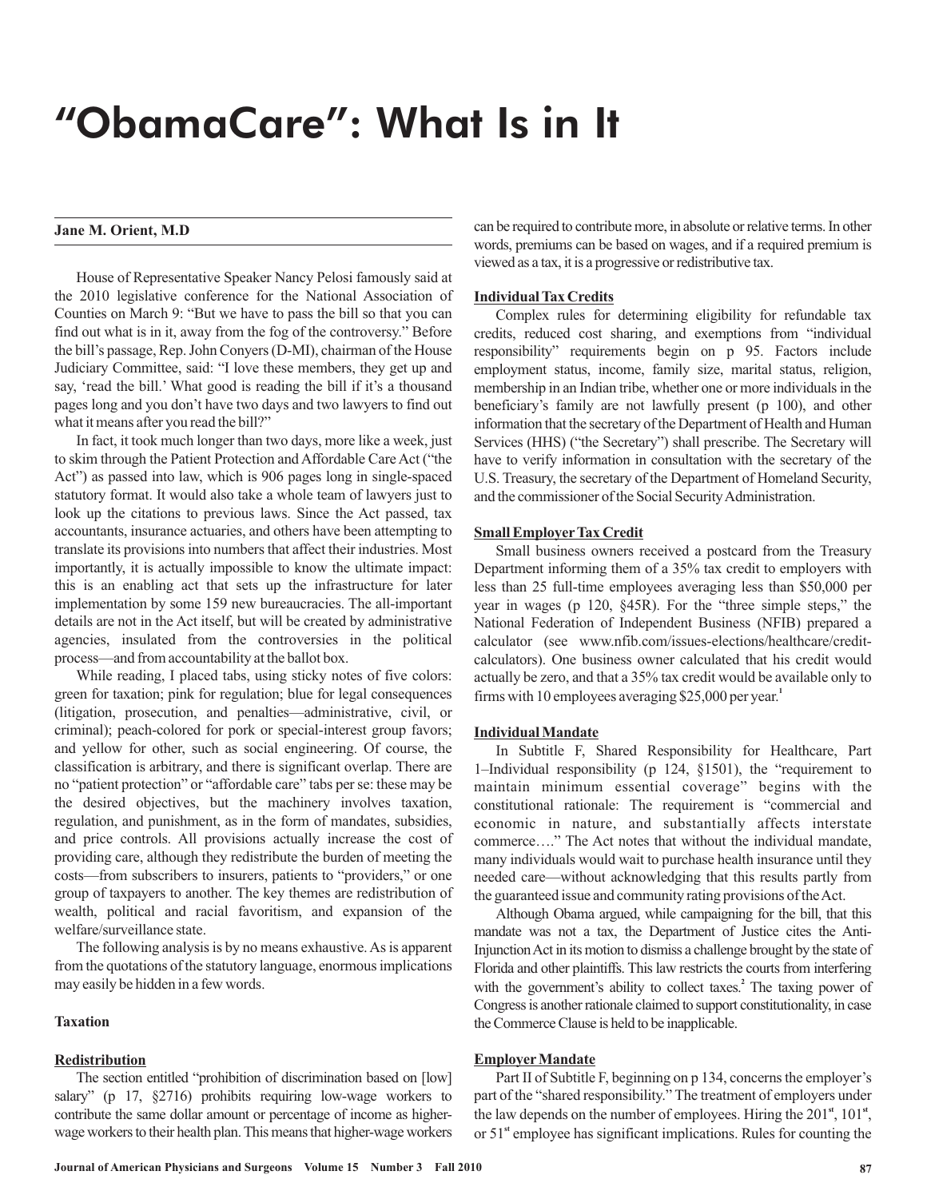# "ObamaCare": What Is in It

**Jane M. Orient, M.D**

House of Representative Speaker Nancy Pelosi famously said at the 2010 legislative conference for the National Association of Counties on March 9: "But we have to pass the bill so that you can find out what is in it, away from the fog of the controversy." Before the bill's passage, Rep. John Conyers (D-MI), chairman of the House Judiciary Committee, said: "I love these members, they get up and say, 'read the bill.' What good is reading the bill if it's a thousand pages long and you don't have two days and two lawyers to find out what it means after you read the bill?"

In fact, it took much longer than two days, more like a week, just to skim through the Patient Protection and Affordable Care Act ("the Act") as passed into law, which is 906 pages long in single-spaced statutory format. It would also take a whole team of lawyers just to look up the citations to previous laws. Since the Act passed, tax accountants, insurance actuaries, and others have been attempting to translate its provisions into numbers that affect their industries. Most importantly, it is actually impossible to know the ultimate impact: this is an enabling act that sets up the infrastructure for later implementation by some 159 new bureaucracies. The all-important details are not in the Act itself, but will be created by administrative agencies, insulated from the controversies in the political process—and from accountability at the ballot box.

While reading, I placed tabs, using sticky notes of five colors: green for taxation; pink for regulation; blue for legal consequences (litigation, prosecution, and penalties—administrative, civil, or criminal); peach-colored for pork or special-interest group favors; and yellow for other, such as social engineering. Of course, the classification is arbitrary, and there is significant overlap. There are no "patient protection" or "affordable care" tabs per se: these may be the desired objectives, but the machinery involves taxation, regulation, and punishment, as in the form of mandates, subsidies, and price controls. All provisions actually increase the cost of providing care, although they redistribute the burden of meeting the costs—from subscribers to insurers, patients to "providers," or one group of taxpayers to another. The key themes are redistribution of wealth, political and racial favoritism, and expansion of the welfare/surveillance state.

The following analysis is by no means exhaustive. As is apparent from the quotations of the statutory language, enormous implications may easily be hidden in a few words.

## Taxation

### Redistribution

The section entitled "prohibition of discrimination based on [low] salary" (p 17, §2716) prohibits requiring low-wage workers to contribute the same dollar amount or percentage of income as higher-wage workers to their health plan. This means that higher-wage workers can be required to contribute more, in absolute or relative terms. In other words, premiums can be based on wages, and if a required premium is viewed as a tax, it is a progressive or redistributive tax.

### Individual Tax Credits

Complex rules for determining eligibility for refundable tax credits, reduced cost sharing, and exemptions from "individual responsibility" requirements begin on p 95. Factors include employment status, income, family size, marital status, religion, membership in an Indian tribe, whether one or more individuals in the beneficiary's family are not lawfully present (p 100), and other information that the secretary of the Department of Health and Human Services (HHS) ("the Secretary") shall prescribe. The Secretary will have to verify information in consultation with the secretary of the U.S. Treasury, the secretary of the Department of Homeland Security, and the commissioner of the Social Security Administration.

### Small Employer Tax Credit

Small business owners received a postcard from the Treasury Department informing them of a 35% tax credit to employers with less than 25 full-time employees averaging less than $50,000 per year in wages (p 120, §45R). For the "three simple steps," the National Federation of Independent Business (NFIB) prepared a calculator (see www.nfib.com/issues-elections/healthcare/credit-calculators). One business owner calculated that his credit would actually be zero, and that a 35% tax credit would be available only to firms with 10 employees averaging $25,000 per year.[1]

### Individual Mandate

In Subtitle F, Shared Responsibility for Healthcare, Part 1–Individual responsibility (p 124, §1501), the "requirement to maintain minimum essential coverage" begins with the constitutional rationale: The requirement is "commercial and economic in nature, and substantially affects interstate commerce…." The Act notes that without the individual mandate, many individuals would wait to purchase health insurance until they needed care—without acknowledging that this results partly from the guaranteed issue and community rating provisions of the Act.

Although Obama argued, while campaigning for the bill, that this mandate was not a tax, the Department of Justice cites the Anti-Injunction Act in its motion to dismiss a challenge brought by the state of Florida and other plaintiffs. This law restricts the courts from interfering with the government's ability to collect taxes.[2] The taxing power of Congress is another rationale claimed to support constitutionality, in case the Commerce Clause is held to be inapplicable.

### Employer Mandate

Part II of Subtitle F, beginning on p 134, concerns the employer's part of the "shared responsibility." The treatment of employers under the law depends on the number of employees. Hiring the 201st, 101st, or 51st employee has significant implications. Rules for counting the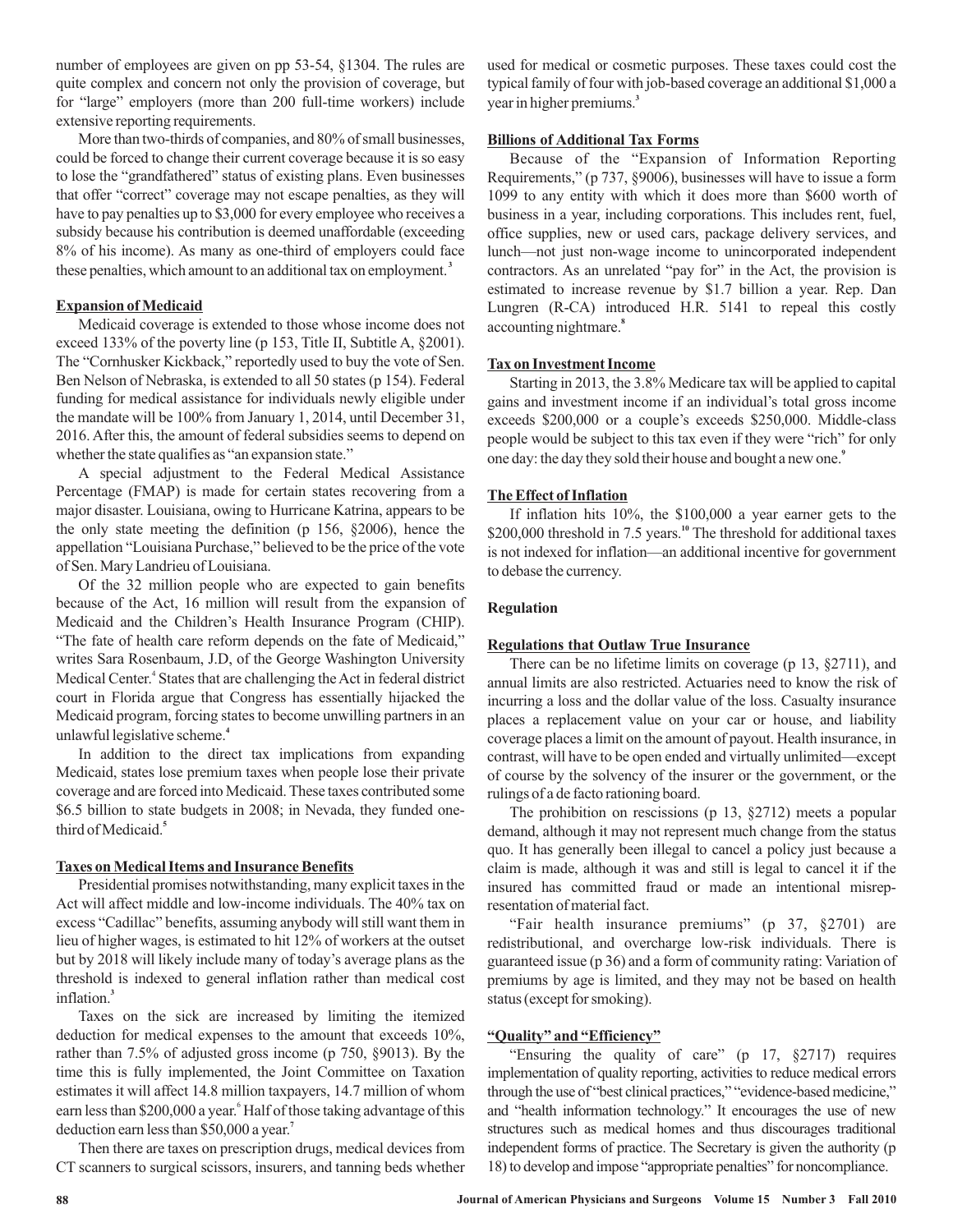number of employees are given on pp 53-54, §1304. The rules are quite complex and concern not only the provision of coverage, but for "large" employers (more than 200 full-time workers) include extensive reporting requirements.

More than two-thirds of companies, and 80% of small businesses, could be forced to change their current coverage because it is so easy to lose the "grandfathered" status of existing plans. Even businesses that offer "correct" coverage may not escape penalties, as they will have to pay penalties up to $3,000 for every employee who receives a subsidy because his contribution is deemed unaffordable (exceeding 8% of his income). As many as one-third of employers could face these penalties, which amount to an additional tax on employment.[3]

### Expansion of Medicaid

Medicaid coverage is extended to those whose income does not exceed 133% of the poverty line (p 153, Title II, Subtitle A, §2001). The "Cornhusker Kickback," reportedly used to buy the vote of Sen. Ben Nelson of Nebraska, is extended to all 50 states (p 154). Federal funding for medical assistance for individuals newly eligible under the mandate will be 100% from January 1, 2014, until December 31, 2016. After this, the amount of federal subsidies seems to depend on whether the state qualifies as "an expansion state."

A special adjustment to the Federal Medical Assistance Percentage (FMAP) is made for certain states recovering from a major disaster. Louisiana, owing to Hurricane Katrina, appears to be the only state meeting the definition (p 156, §2006), hence the appellation "Louisiana Purchase," believed to be the price of the vote of Sen. Mary Landrieu of Louisiana.

Of the 32 million people who are expected to gain benefits because of the Act, 16 million will result from the expansion of Medicaid and the Children's Health Insurance Program (CHIP). "The fate of health care reform depends on the fate of Medicaid," writes Sara Rosenbaum, J.D, of the George Washington University Medical Center.[4] States that are challenging the Act in federal district court in Florida argue that Congress has essentially hijacked the Medicaid program, forcing states to become unwilling partners in an unlawful legislative scheme.[4]

In addition to the direct tax implications from expanding Medicaid, states lose premium taxes when people lose their private coverage and are forced into Medicaid. These taxes contributed some $6.5 billion to state budgets in 2008; in Nevada, they funded one-third of Medicaid.[5]

### Taxes on Medical Items and Insurance Benefits

Presidential promises notwithstanding, many explicit taxes in the Act will affect middle and low-income individuals. The 40% tax on excess "Cadillac" benefits, assuming anybody will still want them in lieu of higher wages, is estimated to hit 12% of workers at the outset but by 2018 will likely include many of today's average plans as the threshold is indexed to general inflation rather than medical cost inflation.[3]

Taxes on the sick are increased by limiting the itemized deduction for medical expenses to the amount that exceeds 10%, rather than 7.5% of adjusted gross income (p 750, §9013). By the time this is fully implemented, the Joint Committee on Taxation estimates it will affect 14.8 million taxpayers, 14.7 million of whom earn less than $200,000 a year.[6] Half of those taking advantage of this deduction earn less than $50,000 a year.[7]

Then there are taxes on prescription drugs, medical devices from CT scanners to surgical scissors, insurers, and tanning beds whether used for medical or cosmetic purposes. These taxes could cost the typical family of four with job-based coverage an additional $1,000 a year in higher premiums.[3]

### Billions of Additional Tax Forms

Because of the "Expansion of Information Reporting Requirements," (p 737, §9006), businesses will have to issue a form 1099 to any entity with which it does more than $600 worth of business in a year, including corporations. This includes rent, fuel, office supplies, new or used cars, package delivery services, and lunch—not just non-wage income to unincorporated independent contractors. As an unrelated "pay for" in the Act, the provision is estimated to increase revenue by $1.7 billion a year. Rep. Dan Lungren (R-CA) introduced H.R. 5141 to repeal this costly accounting nightmare.[8]

### Tax on Investment Income

Starting in 2013, the 3.8% Medicare tax will be applied to capital gains and investment income if an individual's total gross income exceeds $200,000 or a couple's exceeds $250,000. Middle-class people would be subject to this tax even if they were "rich" for only one day: the day they sold their house and bought a new one.[9]

### The Effect of Inflation

If inflation hits 10%, the $100,000 a year earner gets to the $200,000 threshold in 7.5 years.[10] The threshold for additional taxes is not indexed for inflation—an additional incentive for government to debase the currency.

## Regulation

### Regulations that Outlaw True Insurance

There can be no lifetime limits on coverage (p 13, §2711), and annual limits are also restricted. Actuaries need to know the risk of incurring a loss and the dollar value of the loss. Casualty insurance places a replacement value on your car or house, and liability coverage places a limit on the amount of payout. Health insurance, in contrast, will have to be open ended and virtually unlimited—except of course by the solvency of the insurer or the government, or the rulings of a de facto rationing board.

The prohibition on rescissions (p 13, §2712) meets a popular demand, although it may not represent much change from the status quo. It has generally been illegal to cancel a policy just because a claim is made, although it was and still is legal to cancel it if the insured has committed fraud or made an intentional misrepresentation of material fact.

"Fair health insurance premiums" (p 37, §2701) are redistributional, and overcharge low-risk individuals. There is guaranteed issue (p 36) and a form of community rating: Variation of premiums by age is limited, and they may not be based on health status (except for smoking).

### "Quality" and "Efficiency"

"Ensuring the quality of care" (p 17, §2717) requires implementation of quality reporting, activities to reduce medical errors through the use of "best clinical practices," "evidence-based medicine," and "health information technology." It encourages the use of new structures such as medical homes and thus discourages traditional independent forms of practice. The Secretary is given the authority (p 18) to develop and impose "appropriate penalties" for noncompliance.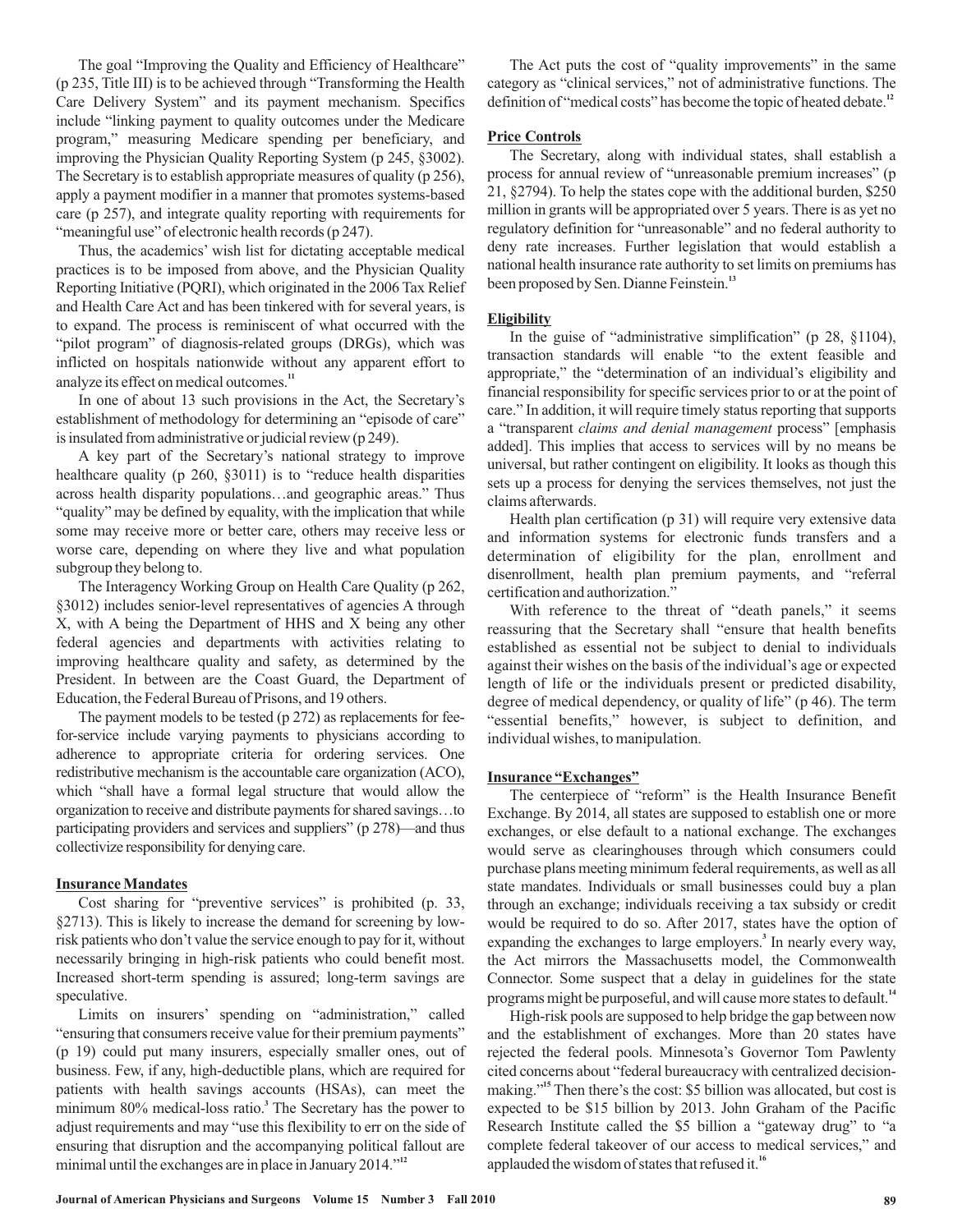The goal "Improving the Quality and Efficiency of Healthcare" (p 235, Title III) is to be achieved through "Transforming the Health Care Delivery System" and its payment mechanism. Specifics include "linking payment to quality outcomes under the Medicare program," measuring Medicare spending per beneficiary, and improving the Physician Quality Reporting System (p 245, §3002). The Secretary is to establish appropriate measures of quality (p 256), apply a payment modifier in a manner that promotes systems-based care (p 257), and integrate quality reporting with requirements for "meaningful use" of electronic health records (p 247).

Thus, the academics' wish list for dictating acceptable medical practices is to be imposed from above, and the Physician Quality Reporting Initiative (PQRI), which originated in the 2006 Tax Relief and Health Care Act and has been tinkered with for several years, is to expand. The process is reminiscent of what occurred with the "pilot program" of diagnosis-related groups (DRGs), which was inflicted on hospitals nationwide without any apparent effort to analyze its effect on medical outcomes.[11]

In one of about 13 such provisions in the Act, the Secretary's establishment of methodology for determining an "episode of care" is insulated from administrative or judicial review (p 249).

A key part of the Secretary's national strategy to improve healthcare quality (p 260, §3011) is to "reduce health disparities across health disparity populations…and geographic areas." Thus "quality" may be defined by equality, with the implication that while some may receive more or better care, others may receive less or worse care, depending on where they live and what population subgroup they belong to.

The Interagency Working Group on Health Care Quality (p 262, §3012) includes senior-level representatives of agencies A through X, with A being the Department of HHS and X being any other federal agencies and departments with activities relating to improving healthcare quality and safety, as determined by the President. In between are the Coast Guard, the Department of Education, the Federal Bureau of Prisons, and 19 others.

The payment models to be tested (p 272) as replacements for fee-for-service include varying payments to physicians according to adherence to appropriate criteria for ordering services. One redistributive mechanism is the accountable care organization (ACO), which "shall have a formal legal structure that would allow the organization to receive and distribute payments for shared savings…to participating providers and services and suppliers" (p 278)—and thus collectivize responsibility for denying care.

## Insurance Mandates

Cost sharing for "preventive services" is prohibited (p. 33, §2713). This is likely to increase the demand for screening by low-risk patients who don't value the service enough to pay for it, without necessarily bringing in high-risk patients who could benefit most. Increased short-term spending is assured; long-term savings are speculative.

Limits on insurers' spending on "administration," called "ensuring that consumers receive value for their premium payments" (p 19) could put many insurers, especially smaller ones, out of business. Few, if any, high-deductible plans, which are required for patients with health savings accounts (HSAs), can meet the minimum 80% medical-loss ratio.[3] The Secretary has the power to adjust requirements and may "use this flexibility to err on the side of ensuring that disruption and the accompanying political fallout are minimal until the exchanges are in place in January 2014."[12]

The Act puts the cost of "quality improvements" in the same category as "clinical services," not of administrative functions. The definition of "medical costs" has become the topic of heated debate.[12]

## Price Controls

The Secretary, along with individual states, shall establish a process for annual review of "unreasonable premium increases" (p 21, §2794). To help the states cope with the additional burden, $250 million in grants will be appropriated over 5 years. There is as yet no regulatory definition for "unreasonable" and no federal authority to deny rate increases. Further legislation that would establish a national health insurance rate authority to set limits on premiums has been proposed by Sen. Dianne Feinstein.[13]

## Eligibility

In the guise of "administrative simplification" (p 28, §1104), transaction standards will enable "to the extent feasible and appropriate," the "determination of an individual's eligibility and financial responsibility for specific services prior to or at the point of care." In addition, it will require timely status reporting that supports a "transparent *claims and denial management* process" [emphasis added]. This implies that access to services will by no means be universal, but rather contingent on eligibility. It looks as though this sets up a process for denying the services themselves, not just the claims afterwards.

Health plan certification (p 31) will require very extensive data and information systems for electronic funds transfers and a determination of eligibility for the plan, enrollment and disenrollment, health plan premium payments, and "referral certification and authorization."

With reference to the threat of "death panels," it seems reassuring that the Secretary shall "ensure that health benefits established as essential not be subject to denial to individuals against their wishes on the basis of the individual's age or expected length of life or the individuals present or predicted disability, degree of medical dependency, or quality of life" (p 46). The term "essential benefits," however, is subject to definition, and individual wishes, to manipulation.

## Insurance "Exchanges"

The centerpiece of "reform" is the Health Insurance Benefit Exchange. By 2014, all states are supposed to establish one or more exchanges, or else default to a national exchange. The exchanges would serve as clearinghouses through which consumers could purchase plans meeting minimum federal requirements, as well as all state mandates. Individuals or small businesses could buy a plan through an exchange; individuals receiving a tax subsidy or credit would be required to do so. After 2017, states have the option of expanding the exchanges to large employers.[3] In nearly every way, the Act mirrors the Massachusetts model, the Commonwealth Connector. Some suspect that a delay in guidelines for the state programs might be purposeful, and will cause more states to default.[14]

High-risk pools are supposed to help bridge the gap between now and the establishment of exchanges. More than 20 states have rejected the federal pools. Minnesota's Governor Tom Pawlenty cited concerns about "federal bureaucracy with centralized decision-making."[15] Then there's the cost: $5 billion was allocated, but cost is expected to be $15 billion by 2013. John Graham of the Pacific Research Institute called the $5 billion a "gateway drug" to "a complete federal takeover of our access to medical services," and applauded the wisdom of states that refused it.[16]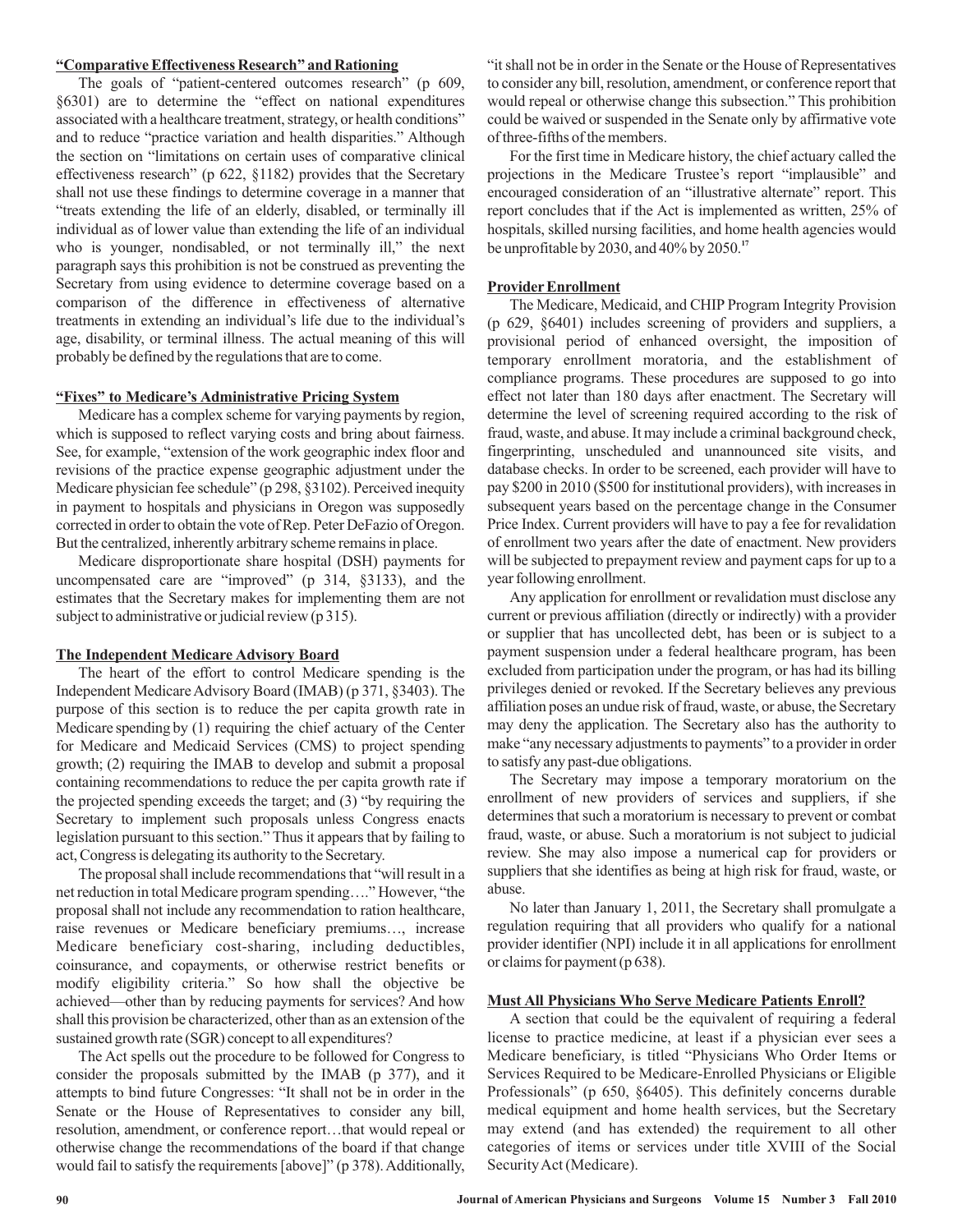**"Comparative Effectiveness Research" and Rationing**

The goals of "patient-centered outcomes research" (p 609, §6301) are to determine the "effect on national expenditures associated with a healthcare treatment, strategy, or health conditions" and to reduce "practice variation and health disparities." Although the section on "limitations on certain uses of comparative clinical effectiveness research" (p 622, §1182) provides that the Secretary shall not use these findings to determine coverage in a manner that "treats extending the life of an elderly, disabled, or terminally ill individual as of lower value than extending the life of an individual who is younger, nondisabled, or not terminally ill," the next paragraph says this prohibition is not be construed as preventing the Secretary from using evidence to determine coverage based on a comparison of the difference in effectiveness of alternative treatments in extending an individual's life due to the individual's age, disability, or terminal illness. The actual meaning of this will probably be defined by the regulations that are to come.

**"Fixes" to Medicare's Administrative Pricing System**

Medicare has a complex scheme for varying payments by region, which is supposed to reflect varying costs and bring about fairness. See, for example, "extension of the work geographic index floor and revisions of the practice expense geographic adjustment under the Medicare physician fee schedule" (p 298, §3102). Perceived inequity in payment to hospitals and physicians in Oregon was supposedly corrected in order to obtain the vote of Rep. Peter DeFazio of Oregon. But the centralized, inherently arbitrary scheme remains in place.

Medicare disproportionate share hospital (DSH) payments for uncompensated care are "improved" (p 314, §3133), and the estimates that the Secretary makes for implementing them are not subject to administrative or judicial review (p 315).

**The Independent Medicare Advisory Board**

The heart of the effort to control Medicare spending is the Independent Medicare Advisory Board (IMAB) (p 371, §3403). The purpose of this section is to reduce the per capita growth rate in Medicare spending by (1) requiring the chief actuary of the Center for Medicare and Medicaid Services (CMS) to project spending growth; (2) requiring the IMAB to develop and submit a proposal containing recommendations to reduce the per capita growth rate if the projected spending exceeds the target; and (3) "by requiring the Secretary to implement such proposals unless Congress enacts legislation pursuant to this section." Thus it appears that by failing to act, Congress is delegating its authority to the Secretary.

The proposal shall include recommendations that "will result in a net reduction in total Medicare program spending…." However, "the proposal shall not include any recommendation to ration healthcare, raise revenues or Medicare beneficiary premiums…, increase Medicare beneficiary cost-sharing, including deductibles, coinsurance, and copayments, or otherwise restrict benefits or modify eligibility criteria." So how shall the objective be achieved—other than by reducing payments for services? And how shall this provision be characterized, other than as an extension of the sustained growth rate (SGR) concept to all expenditures?

The Act spells out the procedure to be followed for Congress to consider the proposals submitted by the IMAB (p 377), and it attempts to bind future Congresses: "It shall not be in order in the Senate or the House of Representatives to consider any bill, resolution, amendment, or conference report…that would repeal or otherwise change the recommendations of the board if that change would fail to satisfy the requirements [above]" (p 378). Additionally, "it shall not be in order in the Senate or the House of Representatives to consider any bill, resolution, amendment, or conference report that would repeal or otherwise change this subsection." This prohibition could be waived or suspended in the Senate only by affirmative vote of three-fifths of the members.

For the first time in Medicare history, the chief actuary called the projections in the Medicare Trustee's report "implausible" and encouraged consideration of an "illustrative alternate" report. This report concludes that if the Act is implemented as written, 25% of hospitals, skilled nursing facilities, and home health agencies would be unprofitable by 2030, and 40% by 2050.[17]

**Provider Enrollment**

The Medicare, Medicaid, and CHIP Program Integrity Provision (p 629, §6401) includes screening of providers and suppliers, a provisional period of enhanced oversight, the imposition of temporary enrollment moratoria, and the establishment of compliance programs. These procedures are supposed to go into effect not later than 180 days after enactment. The Secretary will determine the level of screening required according to the risk of fraud, waste, and abuse. It may include a criminal background check, fingerprinting, unscheduled and unannounced site visits, and database checks. In order to be screened, each provider will have to pay $200 in 2010 ($500 for institutional providers), with increases in subsequent years based on the percentage change in the Consumer Price Index. Current providers will have to pay a fee for revalidation of enrollment two years after the date of enactment. New providers will be subjected to prepayment review and payment caps for up to a year following enrollment.

Any application for enrollment or revalidation must disclose any current or previous affiliation (directly or indirectly) with a provider or supplier that has uncollected debt, has been or is subject to a payment suspension under a federal healthcare program, has been excluded from participation under the program, or has had its billing privileges denied or revoked. If the Secretary believes any previous affiliation poses an undue risk of fraud, waste, or abuse, the Secretary may deny the application. The Secretary also has the authority to make "any necessary adjustments to payments" to a provider in order to satisfy any past-due obligations.

The Secretary may impose a temporary moratorium on the enrollment of new providers of services and suppliers, if she determines that such a moratorium is necessary to prevent or combat fraud, waste, or abuse. Such a moratorium is not subject to judicial review. She may also impose a numerical cap for providers or suppliers that she identifies as being at high risk for fraud, waste, or abuse.

No later than January 1, 2011, the Secretary shall promulgate a regulation requiring that all providers who qualify for a national provider identifier (NPI) include it in all applications for enrollment or claims for payment (p 638).

**Must All Physicians Who Serve Medicare Patients Enroll?**

A section that could be the equivalent of requiring a federal license to practice medicine, at least if a physician ever sees a Medicare beneficiary, is titled "Physicians Who Order Items or Services Required to be Medicare-Enrolled Physicians or Eligible Professionals" (p 650, §6405). This definitely concerns durable medical equipment and home health services, but the Secretary may extend (and has extended) the requirement to all other categories of items or services under title XVIII of the Social Security Act (Medicare).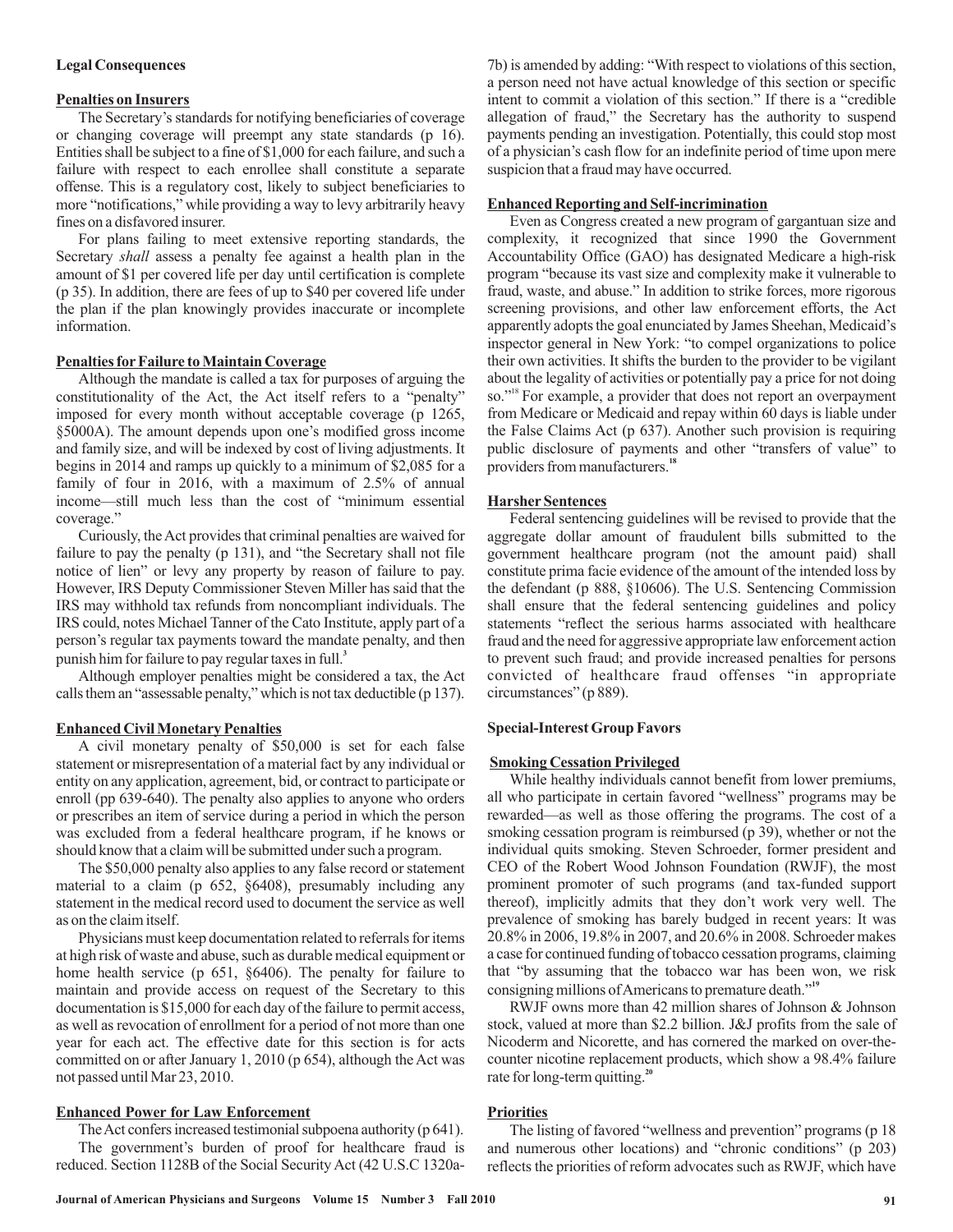### Legal Consequences

#### Penalties on Insurers

The Secretary's standards for notifying beneficiaries of coverage or changing coverage will preempt any state standards (p 16). Entities shall be subject to a fine of $1,000 for each failure, and such a failure with respect to each enrollee shall constitute a separate offense. This is a regulatory cost, likely to subject beneficiaries to more "notifications," while providing a way to levy arbitrarily heavy fines on a disfavored insurer.

For plans failing to meet extensive reporting standards, the Secretary *shall* assess a penalty fee against a health plan in the amount of $1 per covered life per day until certification is complete (p 35). In addition, there are fees of up to $40 per covered life under the plan if the plan knowingly provides inaccurate or incomplete information.

#### Penalties for Failure to Maintain Coverage

Although the mandate is called a tax for purposes of arguing the constitutionality of the Act, the Act itself refers to a "penalty" imposed for every month without acceptable coverage (p 1265, §5000A). The amount depends upon one's modified gross income and family size, and will be indexed by cost of living adjustments. It begins in 2014 and ramps up quickly to a minimum of $2,085 for a family of four in 2016, with a maximum of 2.5% of annual income—still much less than the cost of "minimum essential coverage."

Curiously, the Act provides that criminal penalties are waived for failure to pay the penalty (p 131), and "the Secretary shall not file notice of lien" or levy any property by reason of failure to pay. However, IRS Deputy Commissioner Steven Miller has said that the IRS may withhold tax refunds from noncompliant individuals. The IRS could, notes Michael Tanner of the Cato Institute, apply part of a person's regular tax payments toward the mandate penalty, and then punish him for failure to pay regular taxes in full.[3]

Although employer penalties might be considered a tax, the Act calls them an "assessable penalty," which is not tax deductible (p 137).

#### Enhanced Civil Monetary Penalties

A civil monetary penalty of $50,000 is set for each false statement or misrepresentation of a material fact by any individual or entity on any application, agreement, bid, or contract to participate or enroll (pp 639-640). The penalty also applies to anyone who orders or prescribes an item of service during a period in which the person was excluded from a federal healthcare program, if he knows or should know that a claim will be submitted under such a program.

The $50,000 penalty also applies to any false record or statement material to a claim (p 652, §6408), presumably including any statement in the medical record used to document the service as well as on the claim itself.

Physicians must keep documentation related to referrals for items at high risk of waste and abuse, such as durable medical equipment or home health service (p 651, §6406). The penalty for failure to maintain and provide access on request of the Secretary to this documentation is $15,000 for each day of the failure to permit access, as well as revocation of enrollment for a period of not more than one year for each act. The effective date for this section is for acts committed on or after January 1, 2010 (p 654), although the Act was not passed until Mar 23, 2010.

#### Enhanced Power for Law Enforcement

The Act confers increased testimonial subpoena authority (p 641).

The government's burden of proof for healthcare fraud is reduced. Section 1128B of the Social Security Act (42 U.S.C 1320a-7b) is amended by adding: "With respect to violations of this section, a person need not have actual knowledge of this section or specific intent to commit a violation of this section." If there is a "credible allegation of fraud," the Secretary has the authority to suspend payments pending an investigation. Potentially, this could stop most of a physician's cash flow for an indefinite period of time upon mere suspicion that a fraud may have occurred.

#### Enhanced Reporting and Self-incrimination

Even as Congress created a new program of gargantuan size and complexity, it recognized that since 1990 the Government Accountability Office (GAO) has designated Medicare a high-risk program "because its vast size and complexity make it vulnerable to fraud, waste, and abuse." In addition to strike forces, more rigorous screening provisions, and other law enforcement efforts, the Act apparently adopts the goal enunciated by James Sheehan, Medicaid's inspector general in New York: "to compel organizations to police their own activities. It shifts the burden to the provider to be vigilant about the legality of activities or potentially pay a price for not doing so."[18] For example, a provider that does not report an overpayment from Medicare or Medicaid and repay within 60 days is liable under the False Claims Act (p 637). Another such provision is requiring public disclosure of payments and other "transfers of value" to providers from manufacturers.[18]

#### Harsher Sentences

Federal sentencing guidelines will be revised to provide that the aggregate dollar amount of fraudulent bills submitted to the government healthcare program (not the amount paid) shall constitute prima facie evidence of the amount of the intended loss by the defendant (p 888, §10606). The U.S. Sentencing Commission shall ensure that the federal sentencing guidelines and policy statements "reflect the serious harms associated with healthcare fraud and the need for aggressive appropriate law enforcement action to prevent such fraud; and provide increased penalties for persons convicted of healthcare fraud offenses "in appropriate circumstances" (p 889).

### Special-Interest Group Favors

#### Smoking Cessation Privileged

While healthy individuals cannot benefit from lower premiums, all who participate in certain favored "wellness" programs may be rewarded—as well as those offering the programs. The cost of a smoking cessation program is reimbursed (p 39), whether or not the individual quits smoking. Steven Schroeder, former president and CEO of the Robert Wood Johnson Foundation (RWJF), the most prominent promoter of such programs (and tax-funded support thereof), implicitly admits that they don't work very well. The prevalence of smoking has barely budged in recent years: It was 20.8% in 2006, 19.8% in 2007, and 20.6% in 2008. Schroeder makes a case for continued funding of tobacco cessation programs, claiming that "by assuming that the tobacco war has been won, we risk consigning millions of Americans to premature death."[19]

RWJF owns more than 42 million shares of Johnson & Johnson stock, valued at more than $2.2 billion. J&J profits from the sale of Nicoderm and Nicorette, and has cornered the marked on over-the-counter nicotine replacement products, which show a 98.4% failure rate for long-term quitting.[20]

#### Priorities

The listing of favored "wellness and prevention" programs (p 18 and numerous other locations) and "chronic conditions" (p 203) reflects the priorities of reform advocates such as RWJF, which have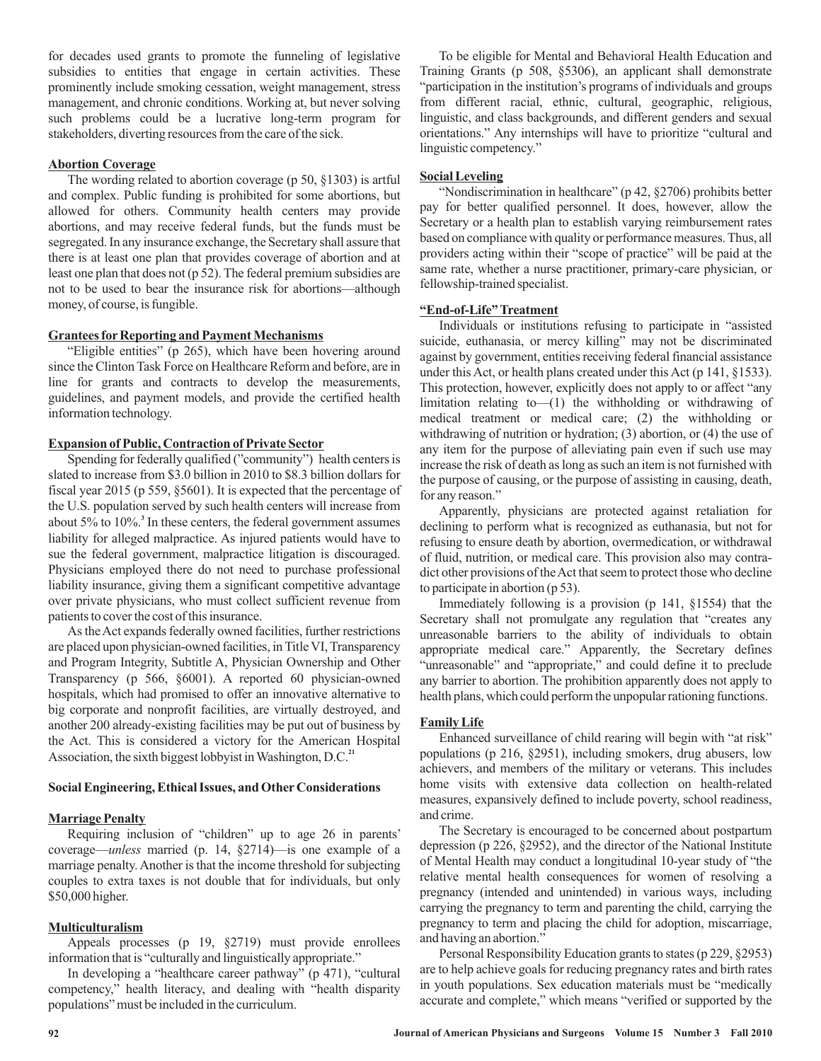for decades used grants to promote the funneling of legislative subsidies to entities that engage in certain activities. These prominently include smoking cessation, weight management, stress management, and chronic conditions. Working at, but never solving such problems could be a lucrative long-term program for stakeholders, diverting resources from the care of the sick.

### Abortion Coverage

The wording related to abortion coverage (p 50, §1303) is artful and complex. Public funding is prohibited for some abortions, but allowed for others. Community health centers may provide abortions, and may receive federal funds, but the funds must be segregated. In any insurance exchange, the Secretary shall assure that there is at least one plan that provides coverage of abortion and at least one plan that does not (p 52). The federal premium subsidies are not to be used to bear the insurance risk for abortions—although money, of course, is fungible.

### Grantees for Reporting and Payment Mechanisms

"Eligible entities" (p 265), which have been hovering around since the Clinton Task Force on Healthcare Reform and before, are in line for grants and contracts to develop the measurements, guidelines, and payment models, and provide the certified health information technology.

### Expansion of Public, Contraction of Private Sector

Spending for federally qualified ("community") health centers is slated to increase from $3.0 billion in 2010 to $8.3 billion dollars for fiscal year 2015 (p 559, §5601). It is expected that the percentage of the U.S. population served by such health centers will increase from about 5% to 10%.[3] In these centers, the federal government assumes liability for alleged malpractice. As injured patients would have to sue the federal government, malpractice litigation is discouraged. Physicians employed there do not need to purchase professional liability insurance, giving them a significant competitive advantage over private physicians, who must collect sufficient revenue from patients to cover the cost of this insurance.

As the Act expands federally owned facilities, further restrictions are placed upon physician-owned facilities, in Title VI, Transparency and Program Integrity, Subtitle A, Physician Ownership and Other Transparency (p 566, §6001). A reported 60 physician-owned hospitals, which had promised to offer an innovative alternative to big corporate and nonprofit facilities, are virtually destroyed, and another 200 already-existing facilities may be put out of business by the Act. This is considered a victory for the American Hospital Association, the sixth biggest lobbyist in Washington, D.C.[21]

## Social Engineering, Ethical Issues, and Other Considerations

### Marriage Penalty

Requiring inclusion of "children" up to age 26 in parents' coverage—*unless* married (p. 14, §2714)—is one example of a marriage penalty. Another is that the income threshold for subjecting couples to extra taxes is not double that for individuals, but only $50,000 higher.

### Multiculturalism

Appeals processes (p 19, §2719) must provide enrollees information that is "culturally and linguistically appropriate."

In developing a "healthcare career pathway" (p 471), "cultural competency," health literacy, and dealing with "health disparity populations" must be included in the curriculum.

To be eligible for Mental and Behavioral Health Education and Training Grants (p 508, §5306), an applicant shall demonstrate "participation in the institution's programs of individuals and groups from different racial, ethnic, cultural, geographic, religious, linguistic, and class backgrounds, and different genders and sexual orientations." Any internships will have to prioritize "cultural and linguistic competency."

### Social Leveling

"Nondiscrimination in healthcare" (p 42, §2706) prohibits better pay for better qualified personnel. It does, however, allow the Secretary or a health plan to establish varying reimbursement rates based on compliance with quality or performance measures. Thus, all providers acting within their "scope of practice" will be paid at the same rate, whether a nurse practitioner, primary-care physician, or fellowship-trained specialist.

### "End-of-Life" Treatment

Individuals or institutions refusing to participate in "assisted suicide, euthanasia, or mercy killing" may not be discriminated against by government, entities receiving federal financial assistance under this Act, or health plans created under this Act (p 141, §1533). This protection, however, explicitly does not apply to or affect "any limitation relating to—(1) the withholding or withdrawing of medical treatment or medical care; (2) the withholding or withdrawing of nutrition or hydration; (3) abortion, or (4) the use of any item for the purpose of alleviating pain even if such use may increase the risk of death as long as such an item is not furnished with the purpose of causing, or the purpose of assisting in causing, death, for any reason."

Apparently, physicians are protected against retaliation for declining to perform what is recognized as euthanasia, but not for refusing to ensure death by abortion, overmedication, or withdrawal of fluid, nutrition, or medical care. This provision also may contradict other provisions of the Act that seem to protect those who decline to participate in abortion (p 53).

Immediately following is a provision (p 141, §1554) that the Secretary shall not promulgate any regulation that "creates any unreasonable barriers to the ability of individuals to obtain appropriate medical care." Apparently, the Secretary defines "unreasonable" and "appropriate," and could define it to preclude any barrier to abortion. The prohibition apparently does not apply to health plans, which could perform the unpopular rationing functions.

### Family Life

Enhanced surveillance of child rearing will begin with "at risk" populations (p 216, §2951), including smokers, drug abusers, low achievers, and members of the military or veterans. This includes home visits with extensive data collection on health-related measures, expansively defined to include poverty, school readiness, and crime.

The Secretary is encouraged to be concerned about postpartum depression (p 226, §2952), and the director of the National Institute of Mental Health may conduct a longitudinal 10-year study of "the relative mental health consequences for women of resolving a pregnancy (intended and unintended) in various ways, including carrying the pregnancy to term and parenting the child, carrying the pregnancy to term and placing the child for adoption, miscarriage, and having an abortion."

Personal Responsibility Education grants to states (p 229, §2953) are to help achieve goals for reducing pregnancy rates and birth rates in youth populations. Sex education materials must be "medically accurate and complete," which means "verified or supported by the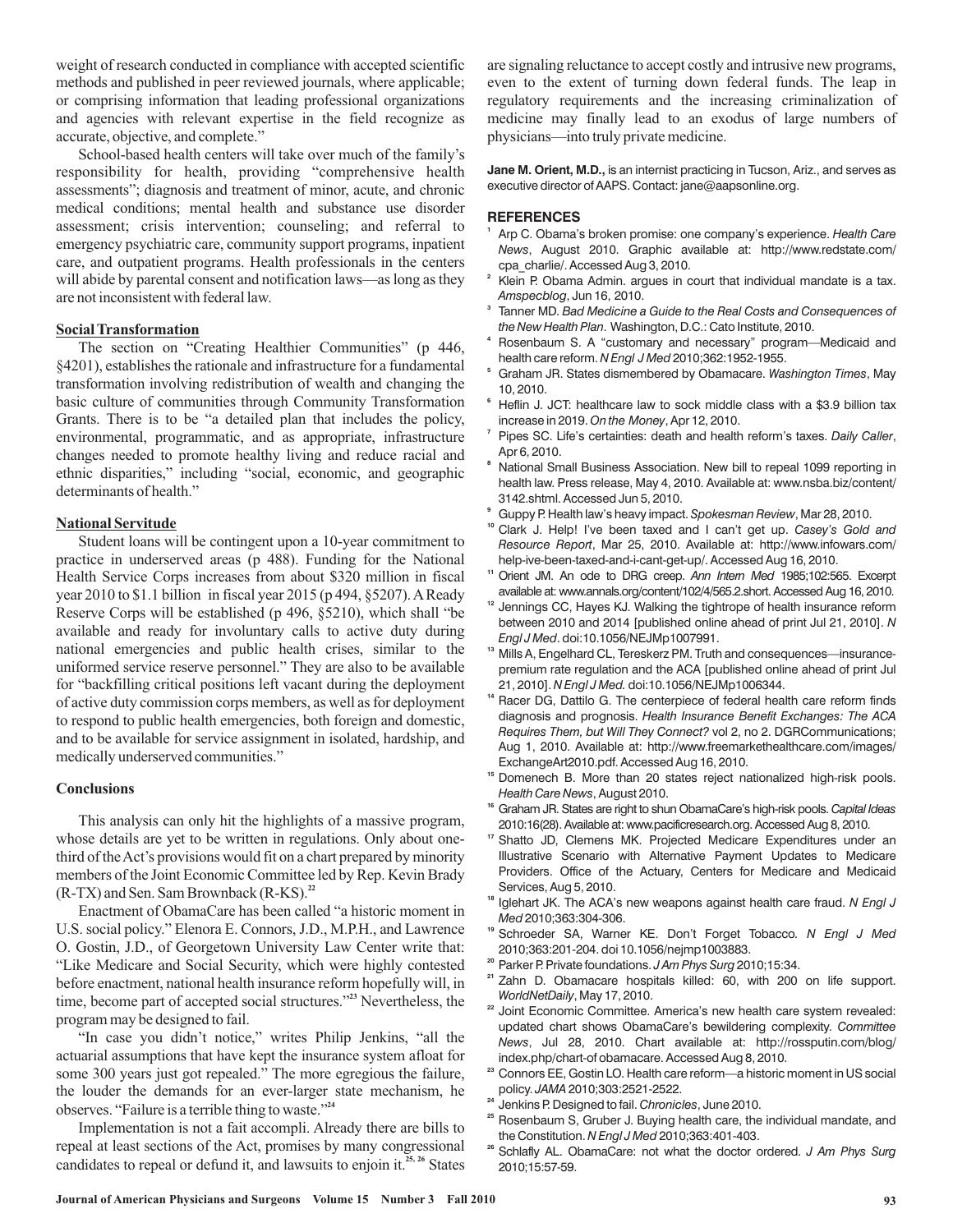weight of research conducted in compliance with accepted scientific methods and published in peer reviewed journals, where applicable; or comprising information that leading professional organizations and agencies with relevant expertise in the field recognize as accurate, objective, and complete."

School-based health centers will take over much of the family's responsibility for health, providing "comprehensive health assessments"; diagnosis and treatment of minor, acute, and chronic medical conditions; mental health and substance use disorder assessment; crisis intervention; counseling; and referral to emergency psychiatric care, community support programs, inpatient care, and outpatient programs. Health professionals in the centers will abide by parental consent and notification laws—as long as they are not inconsistent with federal law.

## Social Transformation

The section on "Creating Healthier Communities" (p 446, §4201), establishes the rationale and infrastructure for a fundamental transformation involving redistribution of wealth and changing the basic culture of communities through Community Transformation Grants. There is to be "a detailed plan that includes the policy, environmental, programmatic, and as appropriate, infrastructure changes needed to promote healthy living and reduce racial and ethnic disparities," including "social, economic, and geographic determinants of health."

## National Servitude

Student loans will be contingent upon a 10-year commitment to practice in underserved areas (p 488). Funding for the National Health Service Corps increases from about $320 million in fiscal year 2010 to $1.1 billion in fiscal year 2015 (p 494, §5207). A Ready Reserve Corps will be established (p 496, §5210), which shall "be available and ready for involuntary calls to active duty during national emergencies and public health crises, similar to the uniformed service reserve personnel." They are also to be available for "backfilling critical positions left vacant during the deployment of active duty commission corps members, as well as for deployment to respond to public health emergencies, both foreign and domestic, and to be available for service assignment in isolated, hardship, and medically underserved communities."

## Conclusions

This analysis can only hit the highlights of a massive program, whose details are yet to be written in regulations. Only about one-third of the Act's provisions would fit on a chart prepared by minority members of the Joint Economic Committee led by Rep. Kevin Brady (R-TX) and Sen. Sam Brownback (R-KS).[22]

Enactment of ObamaCare has been called "a historic moment in U.S. social policy." Elenora E. Connors, J.D., M.P.H., and Lawrence O. Gostin, J.D., of Georgetown University Law Center write that: "Like Medicare and Social Security, which were highly contested before enactment, national health insurance reform hopefully will, in time, become part of accepted social structures."[23] Nevertheless, the program may be designed to fail.

"In case you didn't notice," writes Philip Jenkins, "all the actuarial assumptions that have kept the insurance system afloat for some 300 years just got repealed." The more egregious the failure, the louder the demands for an ever-larger state mechanism, he observes. "Failure is a terrible thing to waste."[24]

Implementation is not a fait accompli. Already there are bills to repeal at least sections of the Act, promises by many congressional candidates to repeal or defund it, and lawsuits to enjoin it.[25, 26] States are signaling reluctance to accept costly and intrusive new programs, even to the extent of turning down federal funds. The leap in regulatory requirements and the increasing criminalization of medicine may finally lead to an exodus of large numbers of physicians—into truly private medicine.

**Jane M. Orient, M.D.,** is an internist practicing in Tucson, Ariz., and serves as executive director of AAPS. Contact: jane@aapsonline.org.

## REFERENCES

1. Arp C. Obama's broken promise: one company's experience. *Health Care News*, August 2010. Graphic available at: http://www.redstate.com/cpa_charlie/. Accessed Aug 3, 2010.
2. Klein P. Obama Admin. argues in court that individual mandate is a tax. *Amspecblog*, Jun 16, 2010.
3. Tanner MD. *Bad Medicine a Guide to the Real Costs and Consequences of the New Health Plan*. Washington, D.C.: Cato Institute, 2010.
4. Rosenbaum S. A "customary and necessary" program—Medicaid and health care reform. *N Engl J Med* 2010;362:1952-1955.
5. Graham JR. States dismembered by Obamacare. *Washington Times*, May 10, 2010.
6. Heflin J. JCT: healthcare law to sock middle class with a $3.9 billion tax increase in 2019. *On the Money*, Apr 12, 2010.
7. Pipes SC. Life's certainties: death and health reform's taxes. *Daily Caller*, Apr 6, 2010.
8. National Small Business Association. New bill to repeal 1099 reporting in health law. Press release, May 4, 2010. Available at: www.nsba.biz/content/3142.shtml. Accessed Jun 5, 2010.
9. Guppy P. Health law's heavy impact. *Spokesman Review*, Mar 28, 2010.
10. Clark J. Help! I've been taxed and I can't get up. *Casey's Gold and Resource Report*, Mar 25, 2010. Available at: http://www.infowars.com/help-ive-been-taxed-and-i-cant-get-up/. Accessed Aug 16, 2010.
11. Orient JM. An ode to DRG creep. *Ann Intern Med* 1985;102:565. Excerpt available at: www.annals.org/content/102/4/565.2.short. Accessed Aug 16, 2010.
12. Jennings CC, Hayes KJ. Walking the tightrope of health insurance reform between 2010 and 2014 [published online ahead of print Jul 21, 2010]. *N Engl J Med*. doi:10.1056/NEJMp1007991.
13. Mills A, Engelhard CL, Tereskerz PM. Truth and consequences—insurance-premium rate regulation and the ACA [published online ahead of print Jul 21, 2010]. *N Engl J Med.* doi:10.1056/NEJMp1006344.
14. Racer DG, Dattilo G. The centerpiece of federal health care reform finds diagnosis and prognosis. *Health Insurance Benefit Exchanges: The ACA Requires Them, but Will They Connect?* vol 2, no 2. DGRCommunications; Aug 1, 2010. Available at: http://www.freemarkethealthcare.com/images/ExchangeArt2010.pdf. Accessed Aug 16, 2010.
15. Domenech B. More than 20 states reject nationalized high-risk pools. *Health Care News*, August 2010.
16. Graham JR. States are right to shun ObamaCare's high-risk pools. *Capital Ideas* 2010:16(28). Available at: www.pacificresearch.org. Accessed Aug 8, 2010.
17. Shatto JD, Clemens MK. Projected Medicare Expenditures under an Illustrative Scenario with Alternative Payment Updates to Medicare Providers. Office of the Actuary, Centers for Medicare and Medicaid Services, Aug 5, 2010.
18. Iglehart JK. The ACA's new weapons against health care fraud. *N Engl J Med* 2010;363:304-306.
19. Schroeder SA, Warner KE. Don't Forget Tobacco. *N Engl J Med* 2010;363:201-204. doi 10.1056/nejmp1003883.
20. Parker P. Private foundations. *J Am Phys Surg* 2010;15:34.
21. Zahn D. Obamacare hospitals killed: 60, with 200 on life support. *WorldNetDaily*, May 17, 2010.
22. Joint Economic Committee. America's new health care system revealed: updated chart shows ObamaCare's bewildering complexity. *Committee News*, Jul 28, 2010. Chart available at: http://rossputin.com/blog/index.php/chart-of obamacare. Accessed Aug 8, 2010.
23. Connors EE, Gostin LO. Health care reform—a historic moment in US social policy. *JAMA* 2010;303:2521-2522.
24. Jenkins P. Designed to fail. *Chronicles*, June 2010.
25. Rosenbaum S, Gruber J. Buying health care, the individual mandate, and the Constitution. *N Engl J Med* 2010;363:401-403.
26. Schlafly AL. ObamaCare: not what the doctor ordered. *J Am Phys Surg* 2010;15:57-59.